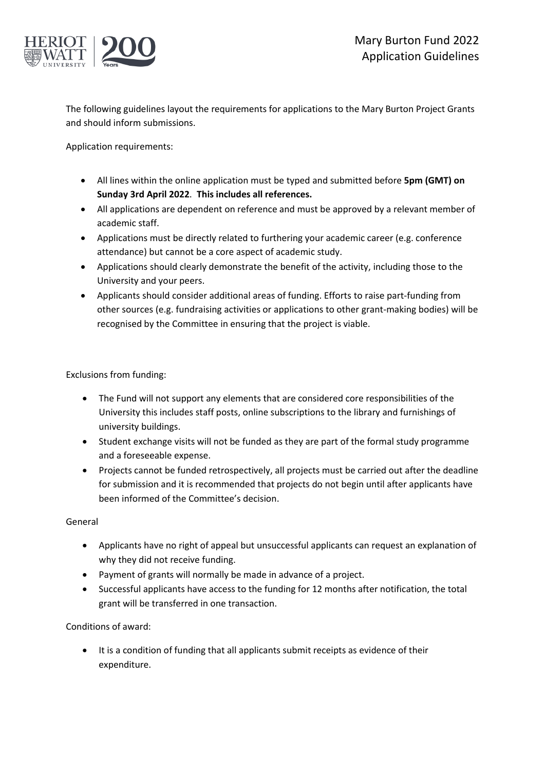# Mary Burton Fund 2022 Application Guidelines

The following guidelines layout the requirements for applications to the Mary Burton Project Grants and should inform submissions.

Application requirements:

- All lines within the online application must be typed and submitted before **5pm (GMT) on Sunday 3rd April 2022**. **This includes all references.**
- All applications are dependent on reference and must be approved by a relevant member of academic staff.
- Applications must be directly related to furthering your academic career (e.g. conference attendance) but cannot be a core aspect of academic study.
- Applications should clearly demonstrate the benefit of the activity, including those to the University and your peers.
- Applicants should consider additional areas of funding. Efforts to raise part-funding from other sources (e.g. fundraising activities or applications to other grant-making bodies) will be recognised by the Committee in ensuring that the project is viable.

Exclusions from funding:

- The Fund will not support any elements that are considered core responsibilities of the University this includes staff posts, online subscriptions to the library and furnishings of university buildings.
- Student exchange visits will not be funded as they are part of the formal study programme and a foreseeable expense.
- Projects cannot be funded retrospectively, all projects must be carried out after the deadline for submission and it is recommended that projects do not begin until after applicants have been informed of the Committee's decision.

General

- Applicants have no right of appeal but unsuccessful applicants can request an explanation of why they did not receive funding.
- Payment of grants will normally be made in advance of a project.
- Successful applicants have access to the funding for 12 months after notification, the total grant will be transferred in one transaction.

Conditions of award:

- It is a condition of funding that all applicants submit receipts as evidence of their expenditure.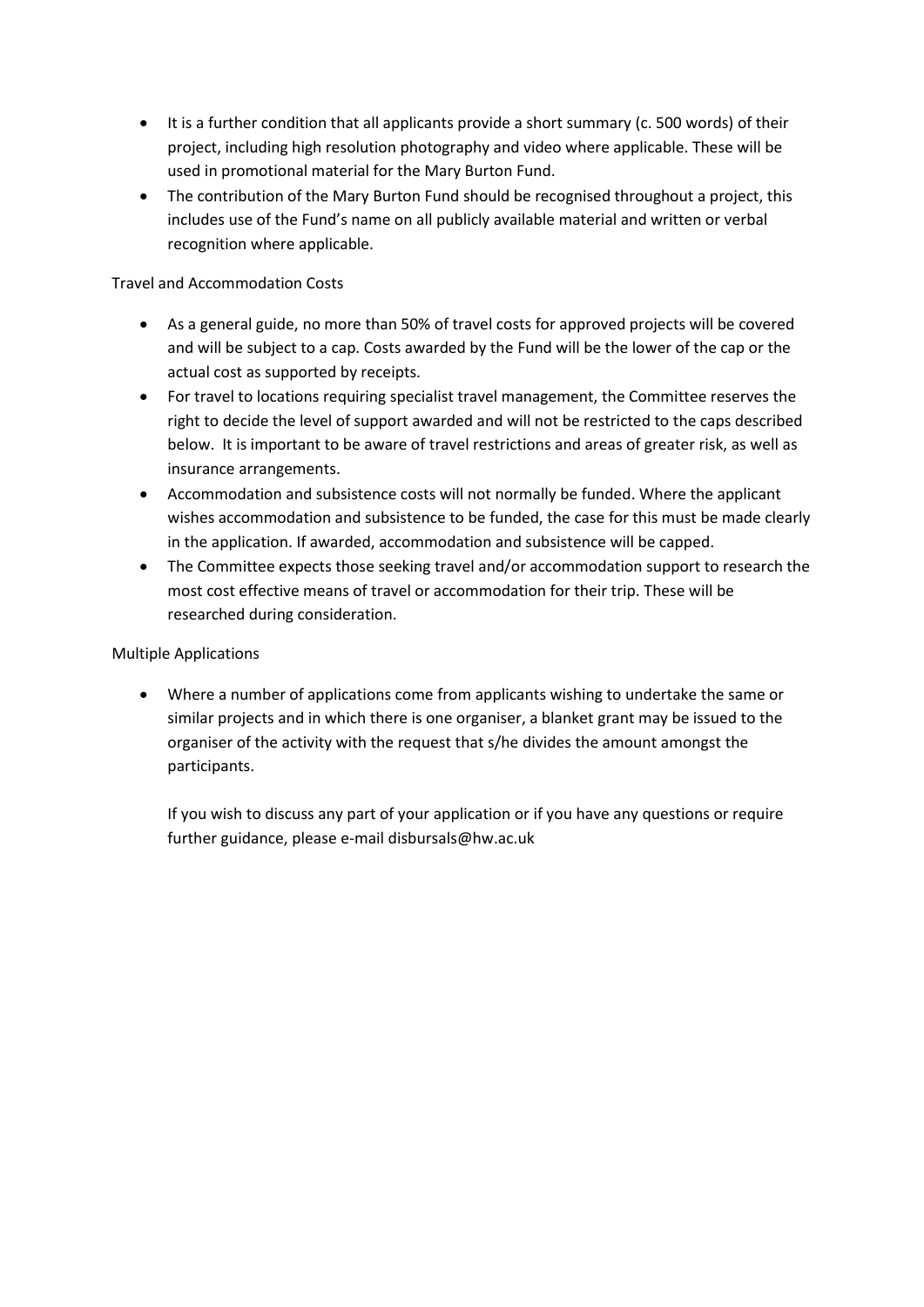- It is a further condition that all applicants provide a short summary (c. 500 words) of their project, including high resolution photography and video where applicable. These will be used in promotional material for the Mary Burton Fund.
- The contribution of the Mary Burton Fund should be recognised throughout a project, this includes use of the Fund's name on all publicly available material and written or verbal recognition where applicable.

Travel and Accommodation Costs

- As a general guide, no more than 50% of travel costs for approved projects will be covered and will be subject to a cap. Costs awarded by the Fund will be the lower of the cap or the actual cost as supported by receipts.
- For travel to locations requiring specialist travel management, the Committee reserves the right to decide the level of support awarded and will not be restricted to the caps described below. It is important to be aware of travel restrictions and areas of greater risk, as well as insurance arrangements.
- Accommodation and subsistence costs will not normally be funded. Where the applicant wishes accommodation and subsistence to be funded, the case for this must be made clearly in the application. If awarded, accommodation and subsistence will be capped.
- The Committee expects those seeking travel and/or accommodation support to research the most cost effective means of travel or accommodation for their trip. These will be researched during consideration.

Multiple Applications

- Where a number of applications come from applicants wishing to undertake the same or similar projects and in which there is one organiser, a blanket grant may be issued to the organiser of the activity with the request that s/he divides the amount amongst the participants.

  If you wish to discuss any part of your application or if you have any questions or require further guidance, please e-mail disbursals@hw.ac.uk